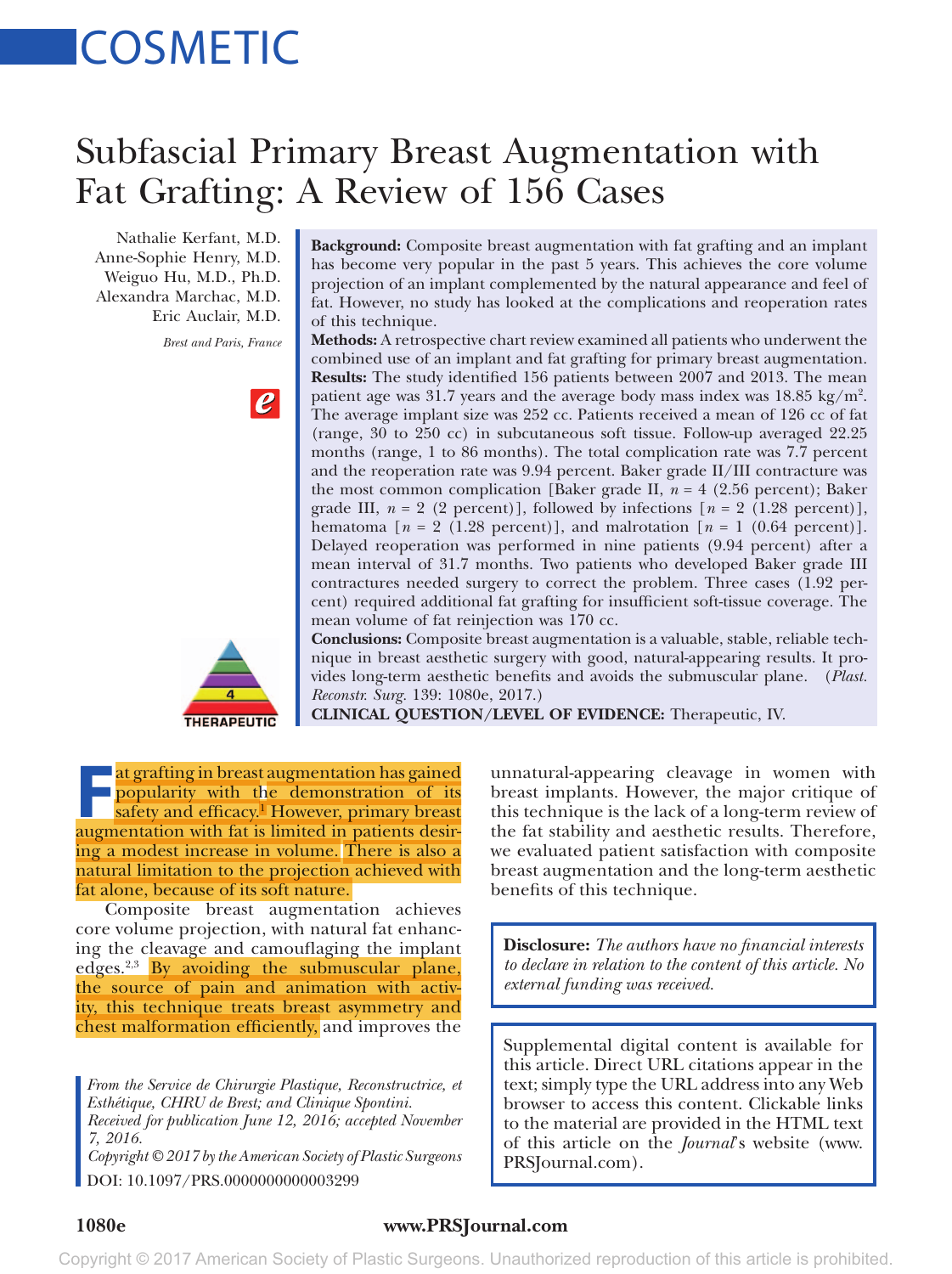# Subfascial Primary Breast Augmentation with Fat Grafting: A Review of 156 Cases

Nathalie Kerfant, M.D.
Anne-Sophie Henry, M.D.
Weiguo Hu, M.D., Ph.D.
Alexandra Marchac, M.D.
Eric Auclair, M.D.

*Brest and Paris, France*

**Background:** Composite breast augmentation with fat grafting and an implant has become very popular in the past 5 years. This achieves the core volume projection of an implant complemented by the natural appearance and feel of fat. However, no study has looked at the complications and reoperation rates of this technique.

**Methods:** A retrospective chart review examined all patients who underwent the combined use of an implant and fat grafting for primary breast augmentation.

**Results:** The study identified 156 patients between 2007 and 2013. The mean patient age was 31.7 years and the average body mass index was 18.85 kg/m$^2$. The average implant size was 252 cc. Patients received a mean of 126 cc of fat (range, 30 to 250 cc) in subcutaneous soft tissue. Follow-up averaged 22.25 months (range, 1 to 86 months). The total complication rate was 7.7 percent and the reoperation rate was 9.94 percent. Baker grade II/III contracture was the most common complication [Baker grade II, $n = 4$ (2.56 percent); Baker grade III, $n = 2$ (2 percent)], followed by infections [$n = 2$ (1.28 percent)], hematoma [$n = 2$ (1.28 percent)], and malrotation [$n = 1$ (0.64 percent)]. Delayed reoperation was performed in nine patients (9.94 percent) after a mean interval of 31.7 months. Two patients who developed Baker grade III contractures needed surgery to correct the problem. Three cases (1.92 percent) required additional fat grafting for insufficient soft-tissue coverage. The mean volume of fat reinjection was 170 cc.

**Conclusions:** Composite breast augmentation is a valuable, stable, reliable technique in breast aesthetic surgery with good, natural-appearing results. It provides long-term aesthetic benefits and avoids the submuscular plane. (*Plast. Reconstr. Surg.* 139: 1080e, 2017.)

**CLINICAL QUESTION/LEVEL OF EVIDENCE:** Therapeutic, IV.

Fat grafting in breast augmentation has gained popularity with the demonstration of its safety and efficacy.[1] However, primary breast augmentation with fat is limited in patients desiring a modest increase in volume. There is also a natural limitation to the projection achieved with fat alone, because of its soft nature.

Composite breast augmentation achieves core volume projection, with natural fat enhancing the cleavage and camouflaging the implant edges.[2,3] By avoiding the submuscular plane, the source of pain and animation with activity, this technique treats breast asymmetry and chest malformation efficiently, and improves the unnatural-appearing cleavage in women with breast implants. However, the major critique of this technique is the lack of a long-term review of the fat stability and aesthetic results. Therefore, we evaluated patient satisfaction with composite breast augmentation and the long-term aesthetic benefits of this technique.

*From the Service de Chirurgie Plastique, Reconstructrice, et Esthétique, CHRU de Brest; and Clinique Spontini.*
*Received for publication June 12, 2016; accepted November 7, 2016.*
*Copyright © 2017 by the American Society of Plastic Surgeons*
DOI: 10.1097/PRS.0000000000003299

**Disclosure:** *The authors have no financial interests to declare in relation to the content of this article. No external funding was received.*

Supplemental digital content is available for this article. Direct URL citations appear in the text; simply type the URL address into any Web browser to access this content. Clickable links to the material are provided in the HTML text of this article on the *Journal*'s website (www.PRSJournal.com).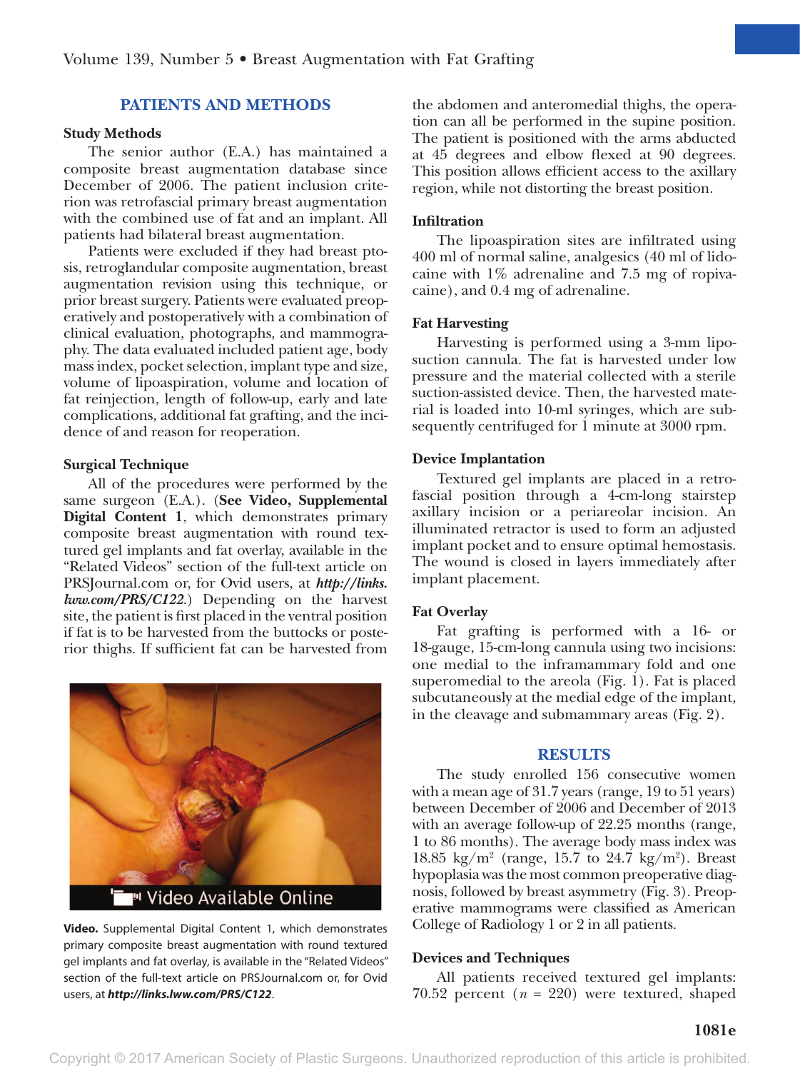## PATIENTS AND METHODS

### Study Methods

The senior author (E.A.) has maintained a composite breast augmentation database since December of 2006. The patient inclusion criterion was retrofascial primary breast augmentation with the combined use of fat and an implant. All patients had bilateral breast augmentation.

Patients were excluded if they had breast ptosis, retroglandular composite augmentation, breast augmentation revision using this technique, or prior breast surgery. Patients were evaluated preoperatively and postoperatively with a combination of clinical evaluation, photographs, and mammography. The data evaluated included patient age, body mass index, pocket selection, implant type and size, volume of lipoaspiration, volume and location of fat reinjection, length of follow-up, early and late complications, additional fat grafting, and the incidence of and reason for reoperation.

### Surgical Technique

All of the procedures were performed by the same surgeon (E.A.). (**See Video, Supplemental Digital Content 1**, which demonstrates primary composite breast augmentation with round textured gel implants and fat overlay, available in the "Related Videos" section of the full-text article on PRSJournal.com or, for Ovid users, at ***http://links.lww.com/PRS/C122***.) Depending on the harvest site, the patient is first placed in the ventral position if fat is to be harvested from the buttocks or posterior thighs. If sufficient fat can be harvested from the abdomen and anteromedial thighs, the operation can all be performed in the supine position. The patient is positioned with the arms abducted at 45 degrees and elbow flexed at 90 degrees. This position allows efficient access to the axillary region, while not distorting the breast position.

**Video.** Supplemental Digital Content 1, which demonstrates primary composite breast augmentation with round textured gel implants and fat overlay, is available in the "Related Videos" section of the full-text article on PRSJournal.com or, for Ovid users, at ***http://links.lww.com/PRS/C122***.

### Infiltration

The lipoaspiration sites are infiltrated using 400 ml of normal saline, analgesics (40 ml of lidocaine with 1% adrenaline and 7.5 mg of ropivacaine), and 0.4 mg of adrenaline.

### Fat Harvesting

Harvesting is performed using a 3-mm liposuction cannula. The fat is harvested under low pressure and the material collected with a sterile suction-assisted device. Then, the harvested material is loaded into 10-ml syringes, which are subsequently centrifuged for 1 minute at 3000 rpm.

### Device Implantation

Textured gel implants are placed in a retrofascial position through a 4-cm-long stairstep axillary incision or a periareolar incision. An illuminated retractor is used to form an adjusted implant pocket and to ensure optimal hemostasis. The wound is closed in layers immediately after implant placement.

### Fat Overlay

Fat grafting is performed with a 16- or 18-gauge, 15-cm-long cannula using two incisions: one medial to the inframammary fold and one superomedial to the areola (Fig. 1). Fat is placed subcutaneously at the medial edge of the implant, in the cleavage and submammary areas (Fig. 2).

## RESULTS

The study enrolled 156 consecutive women with a mean age of 31.7 years (range, 19 to 51 years) between December of 2006 and December of 2013 with an average follow-up of 22.25 months (range, 1 to 86 months). The average body mass index was 18.85 kg/m$^2$ (range, 15.7 to 24.7 kg/m$^2$). Breast hypoplasia was the most common preoperative diagnosis, followed by breast asymmetry (Fig. 3). Preoperative mammograms were classified as American College of Radiology 1 or 2 in all patients.

### Devices and Techniques

All patients received textured gel implants: 70.52 percent ($n$ = 220) were textured, shaped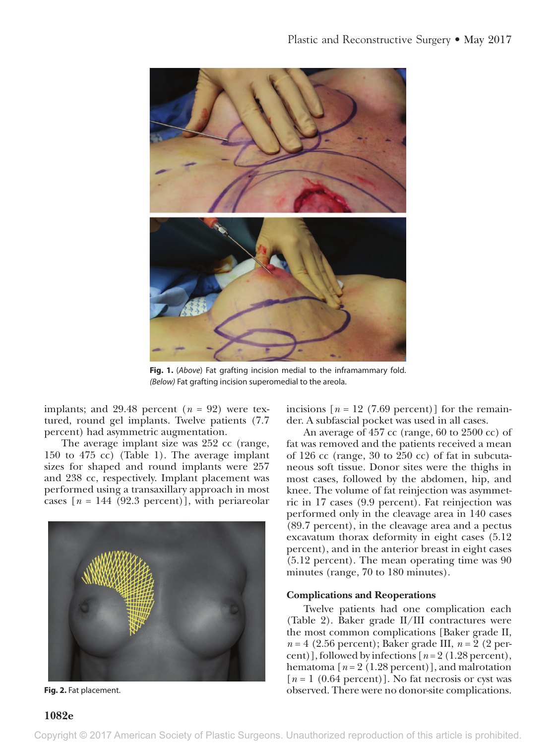**Fig. 1.** (*Above*) Fat grafting incision medial to the inframammary fold. *(Below)* Fat grafting incision superomedial to the areola.

implants; and 29.48 percent ($n$ = 92) were textured, round gel implants. Twelve patients (7.7 percent) had asymmetric augmentation.

The average implant size was 252 cc (range, 150 to 475 cc) (Table 1). The average implant sizes for shaped and round implants were 257 and 238 cc, respectively. Implant placement was performed using a transaxillary approach in most cases [$n$ = 144 (92.3 percent)], with periareolar incisions [$n$ = 12 (7.69 percent)] for the remainder. A subfascial pocket was used in all cases.

**Fig. 2.** Fat placement.

An average of 457 cc (range, 60 to 2500 cc) of fat was removed and the patients received a mean of 126 cc (range, 30 to 250 cc) of fat in subcutaneous soft tissue. Donor sites were the thighs in most cases, followed by the abdomen, hip, and knee. The volume of fat reinjection was asymmetric in 17 cases (9.9 percent). Fat reinjection was performed only in the cleavage area in 140 cases (89.7 percent), in the cleavage area and a pectus excavatum thorax deformity in eight cases (5.12 percent), and in the anterior breast in eight cases (5.12 percent). The mean operating time was 90 minutes (range, 70 to 180 minutes).

### Complications and Reoperations

Twelve patients had one complication each (Table 2). Baker grade II/III contractures were the most common complications [Baker grade II, $n$ = 4 (2.56 percent); Baker grade III, $n$ = 2 (2 percent)], followed by infections [$n$ = 2 (1.28 percent), hematoma [$n$ = 2 (1.28 percent)], and malrotation [$n$ = 1 (0.64 percent)]. No fat necrosis or cyst was observed. There were no donor-site complications.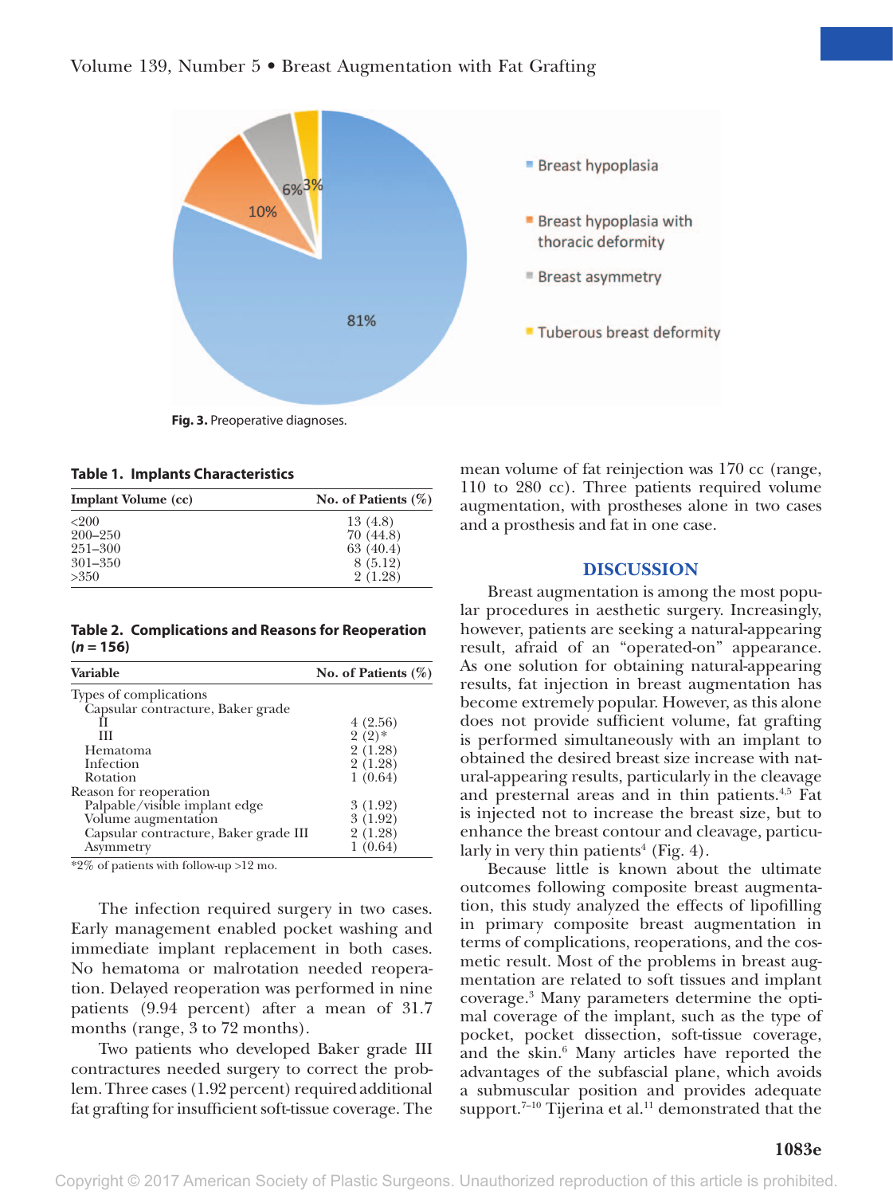Fig. 3. Preoperative diagnoses.

**Table 1. Implants Characteristics**

| Implant Volume (cc) | No. of Patients (%) |
|---|---|
| <200 | 13 (4.8) |
| 200–250 | 70 (44.8) |
| 251–300 | 63 (40.4) |
| 301–350 | 8 (5.12) |
| >350 | 2 (1.28) |

**Table 2. Complications and Reasons for Reoperation (*n* = 156)**

| Variable | No. of Patients (%) |
|---|---|
| Types of complications | |
| Capsular contracture, Baker grade | |
| II | 4 (2.56) |
| III | 2 (2)* |
| Hematoma | 2 (1.28) |
| Infection | 2 (1.28) |
| Rotation | 1 (0.64) |
| Reason for reoperation | |
| Palpable/visible implant edge | 3 (1.92) |
| Volume augmentation | 3 (1.92) |
| Capsular contracture, Baker grade III | 2 (1.28) |
| Asymmetry | 1 (0.64) |

*2% of patients with follow-up >12 mo.

The infection required surgery in two cases. Early management enabled pocket washing and immediate implant replacement in both cases. No hematoma or malrotation needed reoperation. Delayed reoperation was performed in nine patients (9.94 percent) after a mean of 31.7 months (range, 3 to 72 months).

Two patients who developed Baker grade III contractures needed surgery to correct the problem. Three cases (1.92 percent) required additional fat grafting for insufficient soft-tissue coverage. The mean volume of fat reinjection was 170 cc (range, 110 to 280 cc). Three patients required volume augmentation, with prostheses alone in two cases and a prosthesis and fat in one case.

## DISCUSSION

Breast augmentation is among the most popular procedures in aesthetic surgery. Increasingly, however, patients are seeking a natural-appearing result, afraid of an "operated-on" appearance. As one solution for obtaining natural-appearing results, fat injection in breast augmentation has become extremely popular. However, as this alone does not provide sufficient volume, fat grafting is performed simultaneously with an implant to obtained the desired breast size increase with natural-appearing results, particularly in the cleavage and presternal areas and in thin patients.[4,5] Fat is injected not to increase the breast size, but to enhance the breast contour and cleavage, particularly in very thin patients[4] (Fig. 4).

Because little is known about the ultimate outcomes following composite breast augmentation, this study analyzed the effects of lipofilling in primary composite breast augmentation in terms of complications, reoperations, and the cosmetic result. Most of the problems in breast augmentation are related to soft tissues and implant coverage.[3] Many parameters determine the optimal coverage of the implant, such as the type of pocket, pocket dissection, soft-tissue coverage, and the skin.[6] Many articles have reported the advantages of the subfascial plane, which avoids a submuscular position and provides adequate support.[7–10] Tijerina et al.[11] demonstrated that the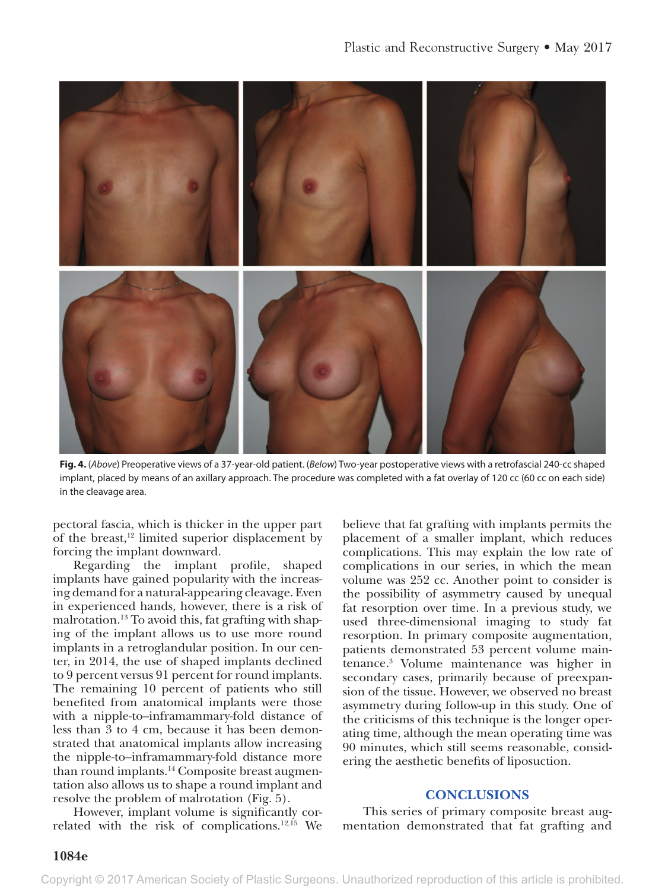**Fig. 4.** (*Above*) Preoperative views of a 37-year-old patient. (*Below*) Two-year postoperative views with a retrofascial 240-cc shaped implant, placed by means of an axillary approach. The procedure was completed with a fat overlay of 120 cc (60 cc on each side) in the cleavage area.

pectoral fascia, which is thicker in the upper part of the breast,[12] limited superior displacement by forcing the implant downward.

Regarding the implant profile, shaped implants have gained popularity with the increasing demand for a natural-appearing cleavage. Even in experienced hands, however, there is a risk of malrotation.[13] To avoid this, fat grafting with shaping of the implant allows us to use more round implants in a retroglandular position. In our center, in 2014, the use of shaped implants declined to 9 percent versus 91 percent for round implants. The remaining 10 percent of patients who still benefited from anatomical implants were those with a nipple-to–inframammary-fold distance of less than 3 to 4 cm, because it has been demonstrated that anatomical implants allow increasing the nipple-to–inframammary-fold distance more than round implants.[14] Composite breast augmentation also allows us to shape a round implant and resolve the problem of malrotation (Fig. 5).

However, implant volume is significantly correlated with the risk of complications.[12,15] We believe that fat grafting with implants permits the placement of a smaller implant, which reduces complications. This may explain the low rate of complications in our series, in which the mean volume was 252 cc. Another point to consider is the possibility of asymmetry caused by unequal fat resorption over time. In a previous study, we used three-dimensional imaging to study fat resorption. In primary composite augmentation, patients demonstrated 53 percent volume maintenance.[3] Volume maintenance was higher in secondary cases, primarily because of preexpansion of the tissue. However, we observed no breast asymmetry during follow-up in this study. One of the criticisms of this technique is the longer operating time, although the mean operating time was 90 minutes, which still seems reasonable, considering the aesthetic benefits of liposuction.

## CONCLUSIONS

This series of primary composite breast augmentation demonstrated that fat grafting and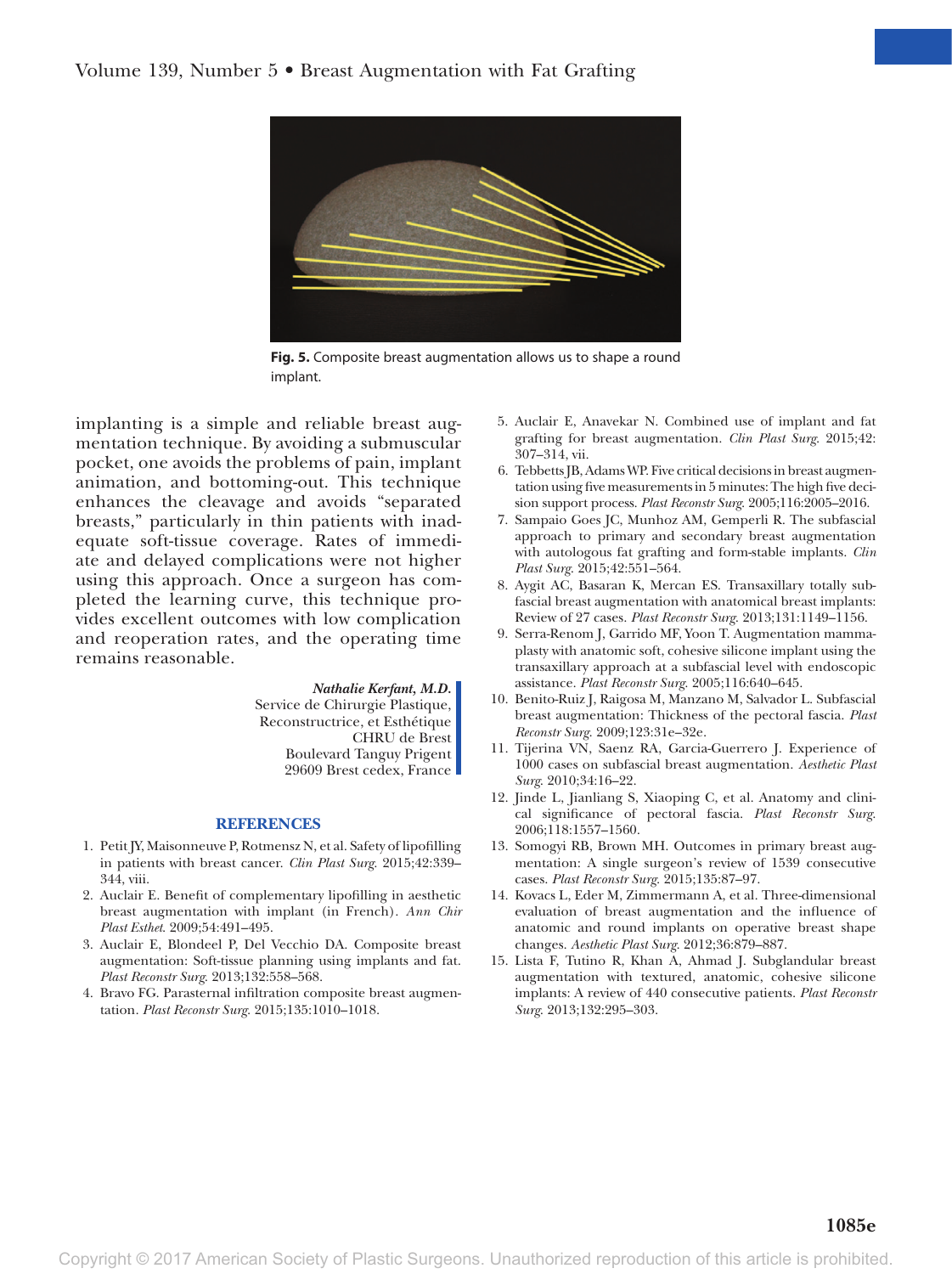Fig. 5. Composite breast augmentation allows us to shape a round implant.

implanting is a simple and reliable breast augmentation technique. By avoiding a submuscular pocket, one avoids the problems of pain, implant animation, and bottoming-out. This technique enhances the cleavage and avoids "separated breasts," particularly in thin patients with inadequate soft-tissue coverage. Rates of immediate and delayed complications were not higher using this approach. Once a surgeon has completed the learning curve, this technique provides excellent outcomes with low complication and reoperation rates, and the operating time remains reasonable.

*Nathalie Kerfant, M.D.*
Service de Chirurgie Plastique,
Reconstructrice, et Esthétique
CHRU de Brest
Boulevard Tanguy Prigent
29609 Brest cedex, France

## REFERENCES

1. Petit JY, Maisonneuve P, Rotmensz N, et al. Safety of lipofilling in patients with breast cancer. *Clin Plast Surg.* 2015;42:339–344, viii.
2. Auclair E. Benefit of complementary lipofilling in aesthetic breast augmentation with implant (in French). *Ann Chir Plast Esthet.* 2009;54:491–495.
3. Auclair E, Blondeel P, Del Vecchio DA. Composite breast augmentation: Soft-tissue planning using implants and fat. *Plast Reconstr Surg.* 2013;132:558–568.
4. Bravo FG. Parasternal infiltration composite breast augmentation. *Plast Reconstr Surg.* 2015;135:1010–1018.
5. Auclair E, Anavekar N. Combined use of implant and fat grafting for breast augmentation. *Clin Plast Surg.* 2015;42:307–314, vii.
6. Tebbetts JB, Adams WP. Five critical decisions in breast augmentation using five measurements in 5 minutes: The high five decision support process. *Plast Reconstr Surg.* 2005;116:2005–2016.
7. Sampaio Goes JC, Munhoz AM, Gemperli R. The subfascial approach to primary and secondary breast augmentation with autologous fat grafting and form-stable implants. *Clin Plast Surg.* 2015;42:551–564.
8. Aygit AC, Basaran K, Mercan ES. Transaxillary totally subfascial breast augmentation with anatomical breast implants: Review of 27 cases. *Plast Reconstr Surg.* 2013;131:1149–1156.
9. Serra-Renom J, Garrido MF, Yoon T. Augmentation mammaplasty with anatomic soft, cohesive silicone implant using the transaxillary approach at a subfascial level with endoscopic assistance. *Plast Reconstr Surg.* 2005;116:640–645.
10. Benito-Ruiz J, Raigosa M, Manzano M, Salvador L. Subfascial breast augmentation: Thickness of the pectoral fascia. *Plast Reconstr Surg.* 2009;123:31e–32e.
11. Tijerina VN, Saenz RA, Garcia-Guerrero J. Experience of 1000 cases on subfascial breast augmentation. *Aesthetic Plast Surg.* 2010;34:16–22.
12. Jinde L, Jianliang S, Xiaoping C, et al. Anatomy and clinical significance of pectoral fascia. *Plast Reconstr Surg.* 2006;118:1557–1560.
13. Somogyi RB, Brown MH. Outcomes in primary breast augmentation: A single surgeon's review of 1539 consecutive cases. *Plast Reconstr Surg.* 2015;135:87–97.
14. Kovacs L, Eder M, Zimmermann A, et al. Three-dimensional evaluation of breast augmentation and the influence of anatomic and round implants on operative breast shape changes. *Aesthetic Plast Surg.* 2012;36:879–887.
15. Lista F, Tutino R, Khan A, Ahmad J. Subglandular breast augmentation with textured, anatomic, cohesive silicone implants: A review of 440 consecutive patients. *Plast Reconstr Surg.* 2013;132:295–303.